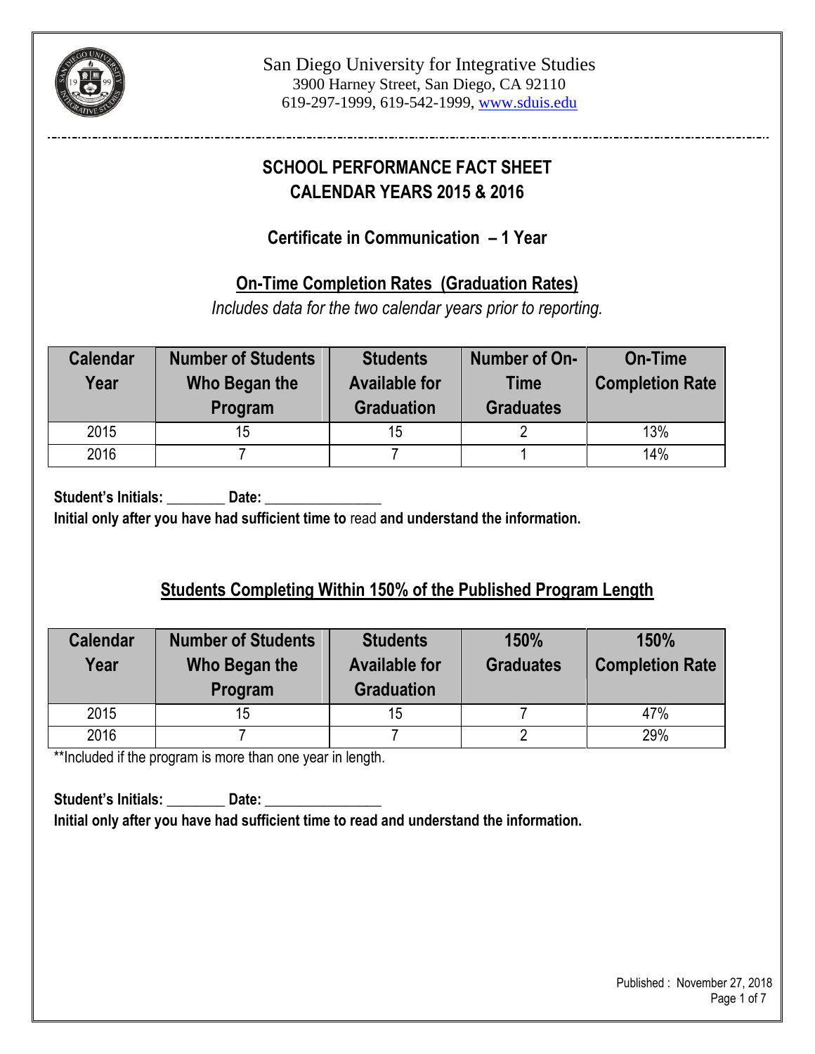San Diego University for Integrative Studies
3900 Harney Street, San Diego, CA 92110
619-297-1999, 619-542-1999, www.sduis.edu

# SCHOOL PERFORMANCE FACT SHEET
# CALENDAR YEARS 2015 & 2016

## Certificate in Communication – 1 Year

## On-Time Completion Rates (Graduation Rates)

*Includes data for the two calendar years prior to reporting.*

| Calendar Year | Number of Students Who Began the Program | Students Available for Graduation | Number of On-Time Graduates | On-Time Completion Rate |
|---|---|---|---|---|
| 2015 | 15 | 15 | 2 | 13% |
| 2016 | 7 | 7 | 1 | 14% |

**Student's Initials: ________ Date: ________________**
**Initial only after you have had sufficient time to** read **and understand the information.**

## Students Completing Within 150% of the Published Program Length

| Calendar Year | Number of Students Who Began the Program | Students Available for Graduation | 150% Graduates | 150% Completion Rate |
|---|---|---|---|---|
| 2015 | 15 | 15 | 7 | 47% |
| 2016 | 7 | 7 | 2 | 29% |

**Included if the program is more than one year in length.

**Student's Initials: ________ Date: ________________**
**Initial only after you have had sufficient time to read and understand the information.**

Published : November 27, 2018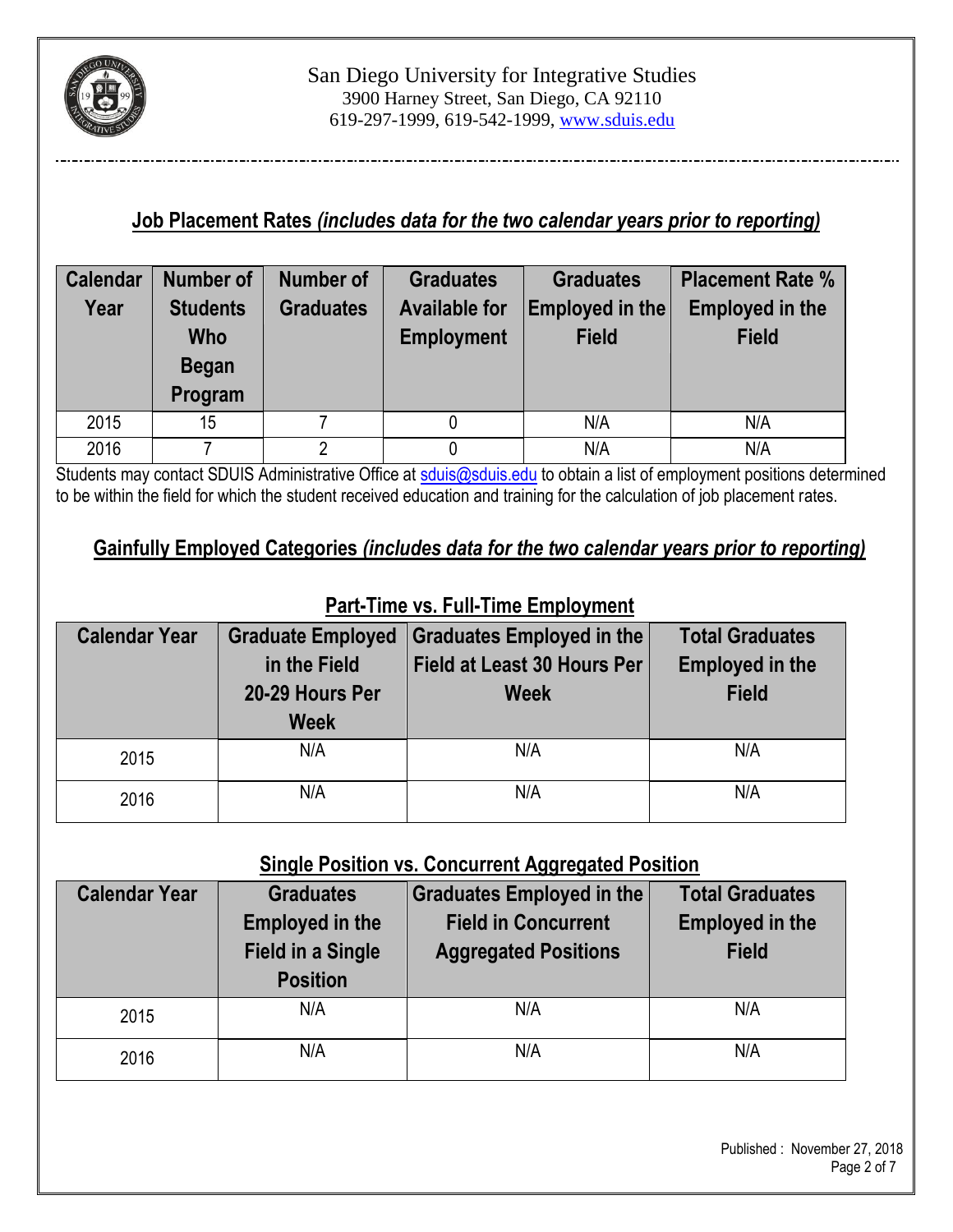San Diego University for Integrative Studies
3900 Harney Street, San Diego, CA 92110
619-297-1999, 619-542-1999, www.sduis.edu

## Job Placement Rates *(includes data for the two calendar years prior to reporting)*

| Calendar Year | Number of Students Who Began Program | Number of Graduates | Graduates Available for Employment | Graduates Employed in the Field | Placement Rate % Employed in the Field |
|---|---|---|---|---|---|
| 2015 | 15 | 7 | 0 | N/A | N/A |
| 2016 | 7 | 2 | 0 | N/A | N/A |

Students may contact SDUIS Administrative Office at sduis@sduis.edu to obtain a list of employment positions determined to be within the field for which the student received education and training for the calculation of job placement rates.

## Gainfully Employed Categories *(includes data for the two calendar years prior to reporting)*

### Part-Time vs. Full-Time Employment

| Calendar Year | Graduate Employed in the Field 20-29 Hours Per Week | Graduates Employed in the Field at Least 30 Hours Per Week | Total Graduates Employed in the Field |
|---|---|---|---|
| 2015 | N/A | N/A | N/A |
| 2016 | N/A | N/A | N/A |

### Single Position vs. Concurrent Aggregated Position

| Calendar Year | Graduates Employed in the Field in a Single Position | Graduates Employed in the Field in Concurrent Aggregated Positions | Total Graduates Employed in the Field |
|---|---|---|---|
| 2015 | N/A | N/A | N/A |
| 2016 | N/A | N/A | N/A |

Published : November 27, 2018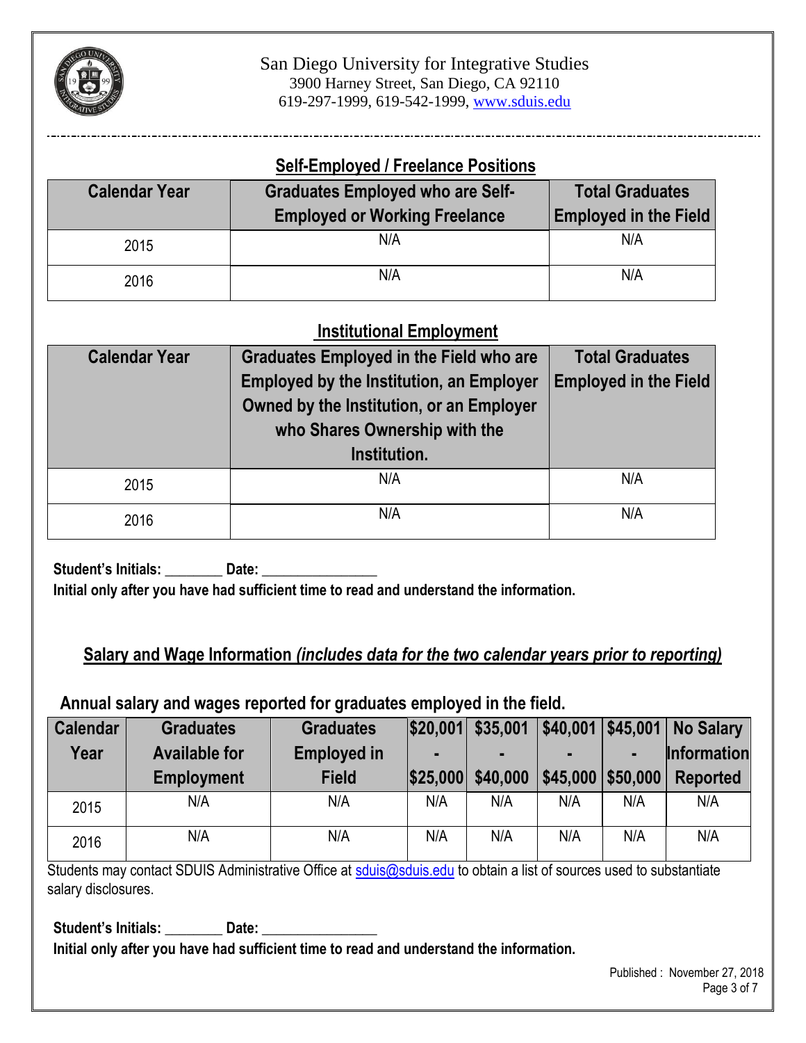San Diego University for Integrative Studies
3900 Harney Street, San Diego, CA 92110
619-297-1999, 619-542-1999, www.sduis.edu

## Self-Employed / Freelance Positions

| Calendar Year | Graduates Employed who are Self-Employed or Working Freelance | Total Graduates Employed in the Field |
|---|---|---|
| 2015 | N/A | N/A |
| 2016 | N/A | N/A |

## Institutional Employment

| Calendar Year | Graduates Employed in the Field who are Employed by the Institution, an Employer Owned by the Institution, or an Employer who Shares Ownership with the Institution. | Total Graduates Employed in the Field |
|---|---|---|
| 2015 | N/A | N/A |
| 2016 | N/A | N/A |

**Student's Initials: ________ Date: ________________**

**Initial only after you have had sufficient time to read and understand the information.**

## Salary and Wage Information *(includes data for the two calendar years prior to reporting)*

### Annual salary and wages reported for graduates employed in the field.

| Calendar Year | Graduates Available for Employment | Graduates Employed in Field | \$20,001 - \$25,000 | \$35,001 - \$40,000 | \$40,001 - \$45,000 | \$45,001 - \$50,000 | No Salary Information Reported |
|---|---|---|---|---|---|---|---|
| 2015 | N/A | N/A | N/A | N/A | N/A | N/A | N/A |
| 2016 | N/A | N/A | N/A | N/A | N/A | N/A | N/A |

Students may contact SDUIS Administrative Office at sduis@sduis.edu to obtain a list of sources used to substantiate salary disclosures.

**Student's Initials: ________ Date: ________________**

**Initial only after you have had sufficient time to read and understand the information.**

Published : November 27, 2018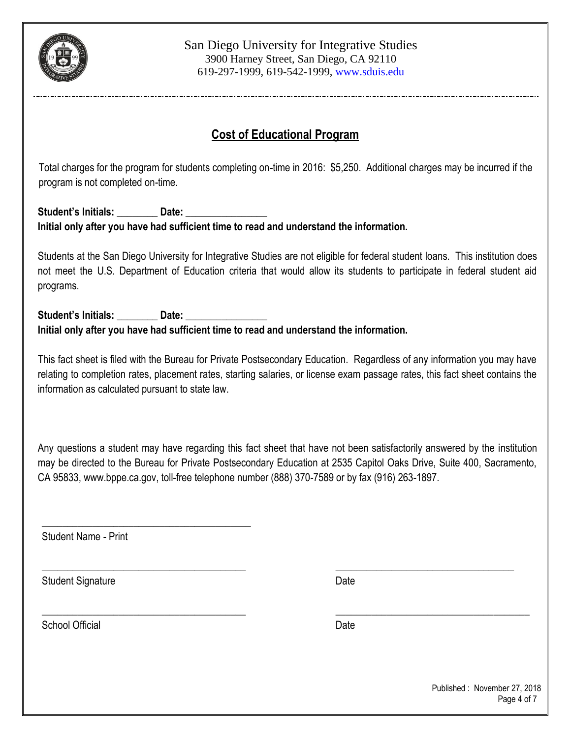San Diego University for Integrative Studies
3900 Harney Street, San Diego, CA 92110
619-297-1999, 619-542-1999, www.sduis.edu

## Cost of Educational Program

Total charges for the program for students completing on-time in 2016: $5,250. Additional charges may be incurred if the program is not completed on-time.

**Student's Initials: ________ Date: ________________**
**Initial only after you have had sufficient time to read and understand the information.**

Students at the San Diego University for Integrative Studies are not eligible for federal student loans. This institution does not meet the U.S. Department of Education criteria that would allow its students to participate in federal student aid programs.

**Student's Initials: ________ Date: ________________**
**Initial only after you have had sufficient time to read and understand the information.**

This fact sheet is filed with the Bureau for Private Postsecondary Education. Regardless of any information you may have relating to completion rates, placement rates, starting salaries, or license exam passage rates, this fact sheet contains the information as calculated pursuant to state law.

Any questions a student may have regarding this fact sheet that have not been satisfactorily answered by the institution may be directed to the Bureau for Private Postsecondary Education at 2535 Capitol Oaks Drive, Suite 400, Sacramento, CA 95833, www.bppe.ca.gov, toll-free telephone number (888) 370-7589 or by fax (916) 263-1897.

___________________________________________
Student Name - Print

___________________________________________ ___________________________________
Student Signature Date

___________________________________________ ___________________________________
School Official Date

Published : November 27, 2018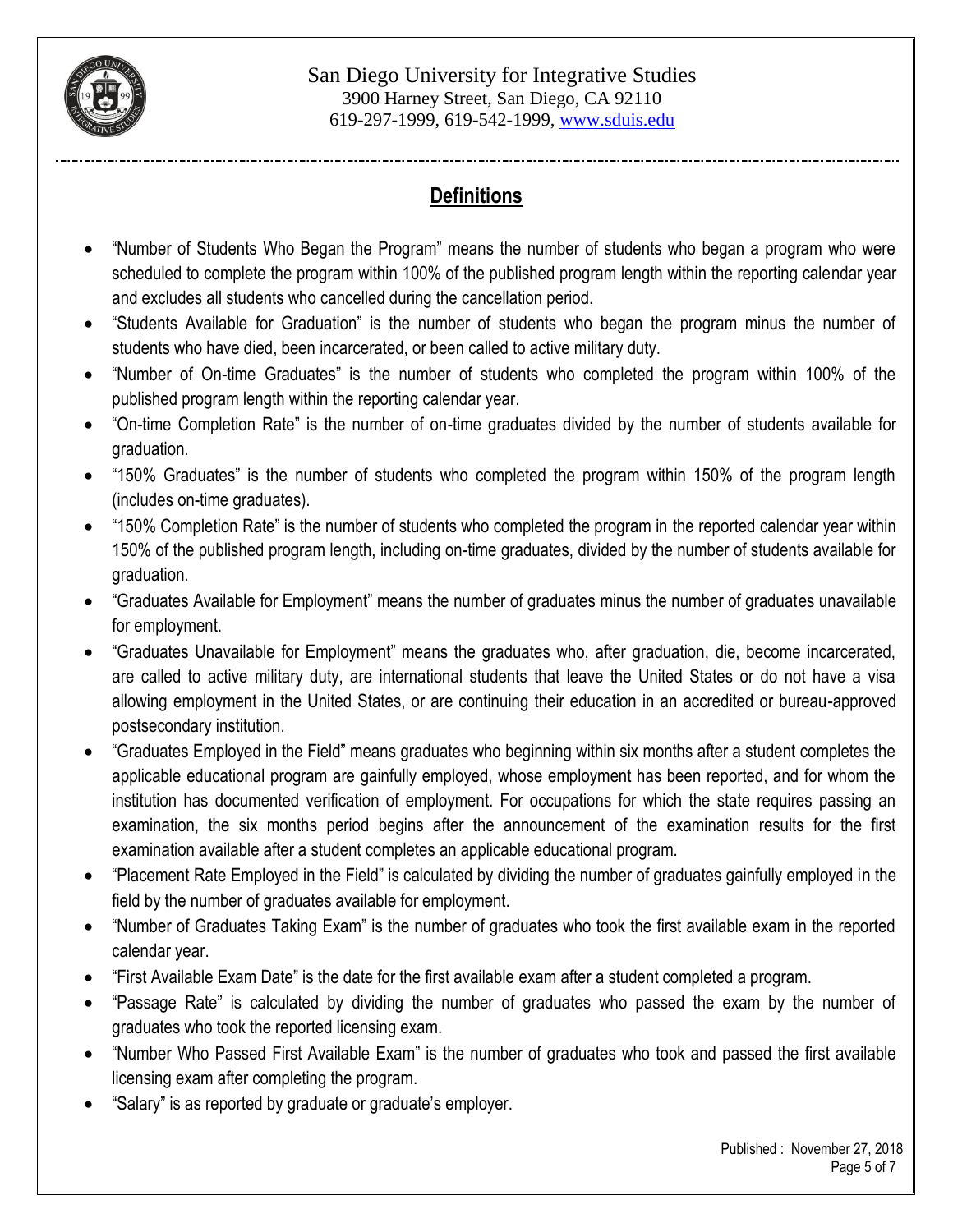## Definitions

- "Number of Students Who Began the Program" means the number of students who began a program who were scheduled to complete the program within 100% of the published program length within the reporting calendar year and excludes all students who cancelled during the cancellation period.
- "Students Available for Graduation" is the number of students who began the program minus the number of students who have died, been incarcerated, or been called to active military duty.
- "Number of On-time Graduates" is the number of students who completed the program within 100% of the published program length within the reporting calendar year.
- "On-time Completion Rate" is the number of on-time graduates divided by the number of students available for graduation.
- "150% Graduates" is the number of students who completed the program within 150% of the program length (includes on-time graduates).
- "150% Completion Rate" is the number of students who completed the program in the reported calendar year within 150% of the published program length, including on-time graduates, divided by the number of students available for graduation.
- "Graduates Available for Employment" means the number of graduates minus the number of graduates unavailable for employment.
- "Graduates Unavailable for Employment" means the graduates who, after graduation, die, become incarcerated, are called to active military duty, are international students that leave the United States or do not have a visa allowing employment in the United States, or are continuing their education in an accredited or bureau-approved postsecondary institution.
- "Graduates Employed in the Field" means graduates who beginning within six months after a student completes the applicable educational program are gainfully employed, whose employment has been reported, and for whom the institution has documented verification of employment. For occupations for which the state requires passing an examination, the six months period begins after the announcement of the examination results for the first examination available after a student completes an applicable educational program.
- "Placement Rate Employed in the Field" is calculated by dividing the number of graduates gainfully employed in the field by the number of graduates available for employment.
- "Number of Graduates Taking Exam" is the number of graduates who took the first available exam in the reported calendar year.
- "First Available Exam Date" is the date for the first available exam after a student completed a program.
- "Passage Rate" is calculated by dividing the number of graduates who passed the exam by the number of graduates who took the reported licensing exam.
- "Number Who Passed First Available Exam" is the number of graduates who took and passed the first available licensing exam after completing the program.
- "Salary" is as reported by graduate or graduate's employer.

Published : November 27, 2018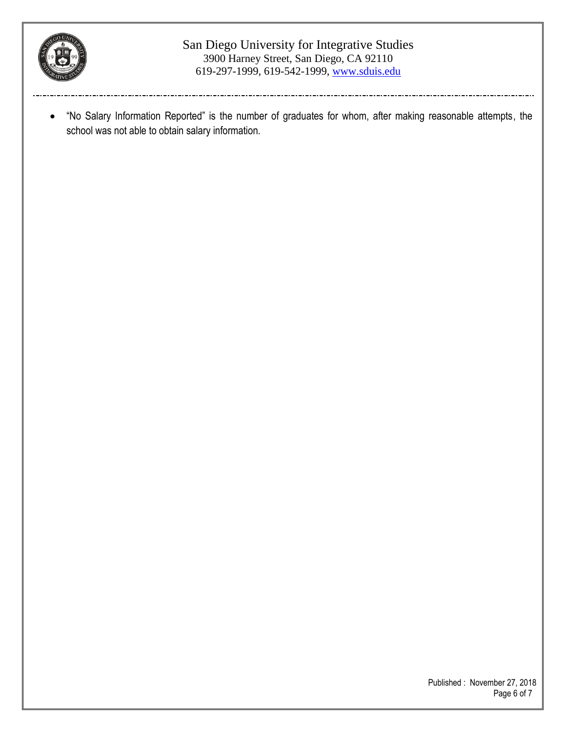- "No Salary Information Reported" is the number of graduates for whom, after making reasonable attempts, the school was not able to obtain salary information.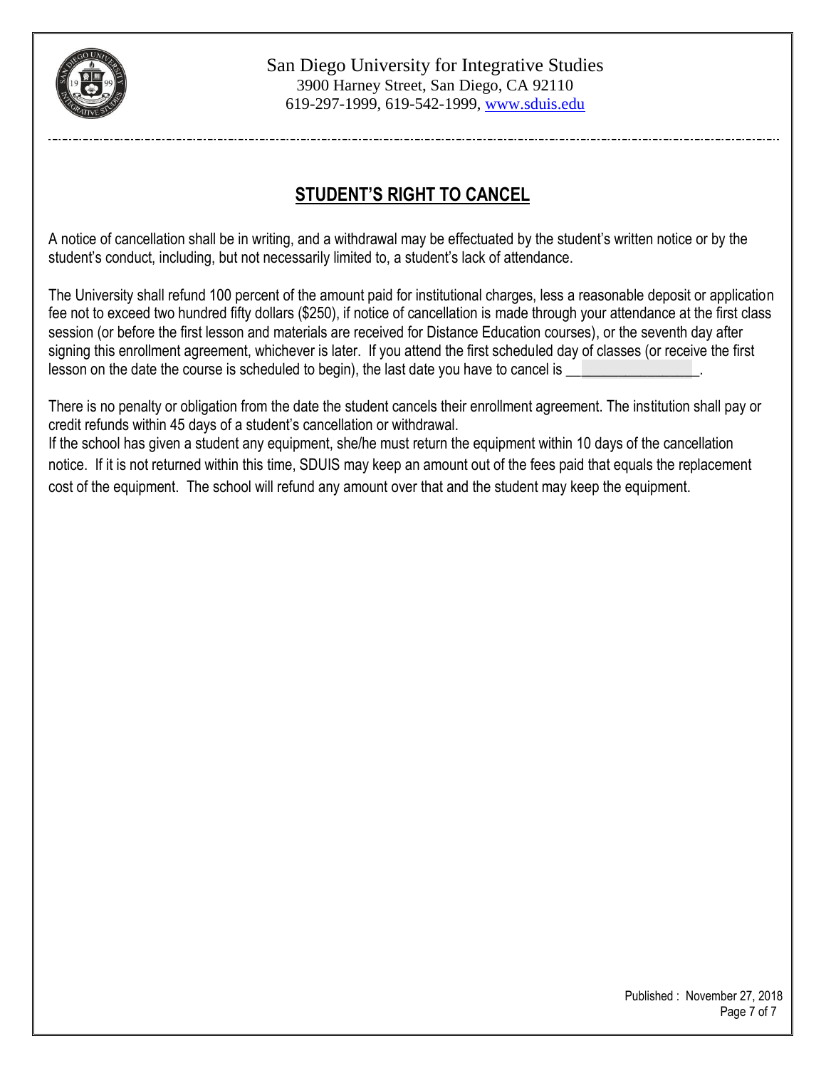San Diego University for Integrative Studies
3900 Harney Street, San Diego, CA 92110
619-297-1999, 619-542-1999, www.sduis.edu

## STUDENT'S RIGHT TO CANCEL

A notice of cancellation shall be in writing, and a withdrawal may be effectuated by the student's written notice or by the student's conduct, including, but not necessarily limited to, a student's lack of attendance.

The University shall refund 100 percent of the amount paid for institutional charges, less a reasonable deposit or application fee not to exceed two hundred fifty dollars ($250), if notice of cancellation is made through your attendance at the first class session (or before the first lesson and materials are received for Distance Education courses), or the seventh day after signing this enrollment agreement, whichever is later. If you attend the first scheduled day of classes (or receive the first lesson on the date the course is scheduled to begin), the last date you have to cancel is ________________.

There is no penalty or obligation from the date the student cancels their enrollment agreement. The institution shall pay or credit refunds within 45 days of a student's cancellation or withdrawal.
If the school has given a student any equipment, she/he must return the equipment within 10 days of the cancellation notice. If it is not returned within this time, SDUIS may keep an amount out of the fees paid that equals the replacement cost of the equipment. The school will refund any amount over that and the student may keep the equipment.

Published : November 27, 2018